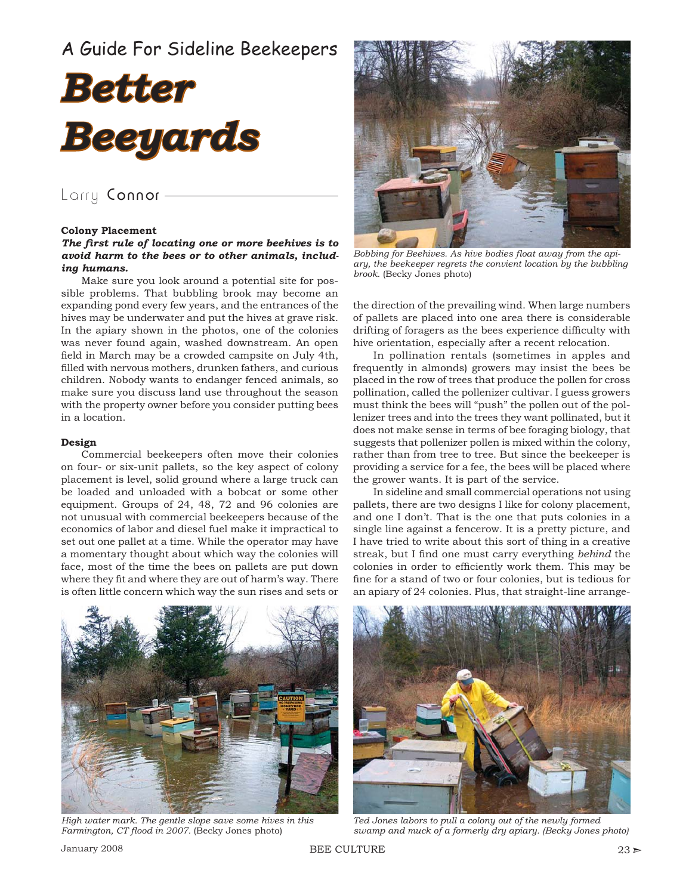A Guide For Sideline Beekeepers

# Better Beeyards

Larry Connor

### Colony Placement

***The first rule of locating one or more beehives is to avoid harm to the bees or to other animals, including humans.***

Make sure you look around a potential site for possible problems. That bubbling brook may become an expanding pond every few years, and the entrances of the hives may be underwater and put the hives at grave risk. In the apiary shown in the photos, one of the colonies was never found again, washed downstream. An open field in March may be a crowded campsite on July 4th, filled with nervous mothers, drunken fathers, and curious children. Nobody wants to endanger fenced animals, so make sure you discuss land use throughout the season with the property owner before you consider putting bees in a location.

*Bobbing for Beehives. As hive bodies float away from the apiary, the beekeeper regrets the convient location by the bubbling brook.* (Becky Jones photo)

### Design

Commercial beekeepers often move their colonies on four- or six-unit pallets, so the key aspect of colony placement is level, solid ground where a large truck can be loaded and unloaded with a bobcat or some other equipment. Groups of 24, 48, 72 and 96 colonies are not unusual with commercial beekeepers because of the economics of labor and diesel fuel make it impractical to set out one pallet at a time. While the operator may have a momentary thought about which way the colonies will face, most of the time the bees on pallets are put down where they fit and where they are out of harm's way. There is often little concern which way the sun rises and sets or the direction of the prevailing wind. When large numbers of pallets are placed into one area there is considerable drifting of foragers as the bees experience difficulty with hive orientation, especially after a recent relocation.

In pollination rentals (sometimes in apples and frequently in almonds) growers may insist the bees be placed in the row of trees that produce the pollen for cross pollination, called the pollenizer cultivar. I guess growers must think the bees will "push" the pollen out of the pollenizer trees and into the trees they want pollinated, but it does not make sense in terms of bee foraging biology, that suggests that pollenizer pollen is mixed within the colony, rather than from tree to tree. But since the beekeeper is providing a service for a fee, the bees will be placed where the grower wants. It is part of the service.

In sideline and small commercial operations not using pallets, there are two designs I like for colony placement, and one I don't. That is the one that puts colonies in a single line against a fencerow. It is a pretty picture, and I have tried to write about this sort of thing in a creative streak, but I find one must carry everything *behind* the colonies in order to efficiently work them. This may be fine for a stand of two or four colonies, but is tedious for an apiary of 24 colonies. Plus, that straight-line arrange-

*High water mark. The gentle slope save some hives in this Farmington, CT flood in 2007.* (Becky Jones photo)

*Ted Jones labors to pull a colony out of the newly formed swamp and muck of a formerly dry apiary. (Becky Jones photo)*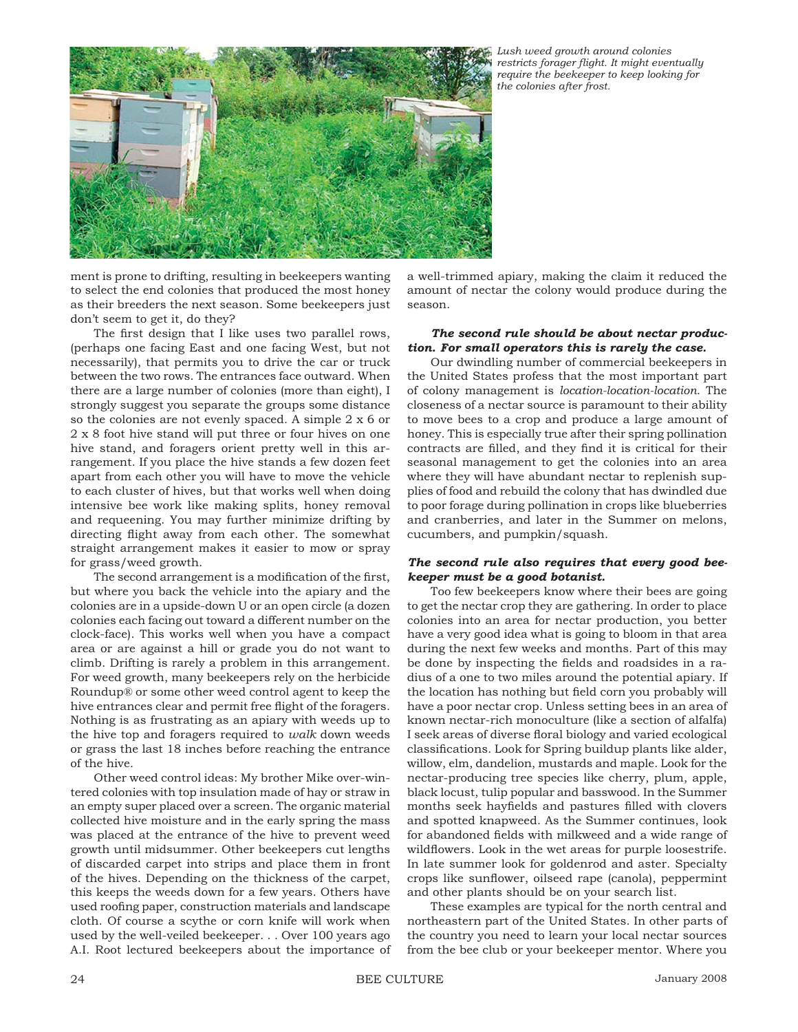*Lush weed growth around colonies restricts forager flight. It might eventually require the beekeeper to keep looking for the colonies after frost.*

ment is prone to drifting, resulting in beekeepers wanting to select the end colonies that produced the most honey as their breeders the next season. Some beekeepers just don't seem to get it, do they?

The first design that I like uses two parallel rows, (perhaps one facing East and one facing West, but not necessarily), that permits you to drive the car or truck between the two rows. The entrances face outward. When there are a large number of colonies (more than eight), I strongly suggest you separate the groups some distance so the colonies are not evenly spaced. A simple 2 x 6 or 2 x 8 foot hive stand will put three or four hives on one hive stand, and foragers orient pretty well in this arrangement. If you place the hive stands a few dozen feet apart from each other you will have to move the vehicle to each cluster of hives, but that works well when doing intensive bee work like making splits, honey removal and requeening. You may further minimize drifting by directing flight away from each other. The somewhat straight arrangement makes it easier to mow or spray for grass/weed growth.

The second arrangement is a modification of the first, but where you back the vehicle into the apiary and the colonies are in a upside-down U or an open circle (a dozen colonies each facing out toward a different number on the clock-face). This works well when you have a compact area or are against a hill or grade you do not want to climb. Drifting is rarely a problem in this arrangement. For weed growth, many beekeepers rely on the herbicide Roundup® or some other weed control agent to keep the hive entrances clear and permit free flight of the foragers. Nothing is as frustrating as an apiary with weeds up to the hive top and foragers required to *walk* down weeds or grass the last 18 inches before reaching the entrance of the hive.

Other weed control ideas: My brother Mike over-wintered colonies with top insulation made of hay or straw in an empty super placed over a screen. The organic material collected hive moisture and in the early spring the mass was placed at the entrance of the hive to prevent weed growth until midsummer. Other beekeepers cut lengths of discarded carpet into strips and place them in front of the hives. Depending on the thickness of the carpet, this keeps the weeds down for a few years. Others have used roofing paper, construction materials and landscape cloth. Of course a scythe or corn knife will work when used by the well-veiled beekeeper. . . Over 100 years ago A.I. Root lectured beekeepers about the importance of a well-trimmed apiary, making the claim it reduced the amount of nectar the colony would produce during the season.

***The second rule should be about nectar production. For small operators this is rarely the case.***

Our dwindling number of commercial beekeepers in the United States profess that the most important part of colony management is *location-location-location.* The closeness of a nectar source is paramount to their ability to move bees to a crop and produce a large amount of honey. This is especially true after their spring pollination contracts are filled, and they find it is critical for their seasonal management to get the colonies into an area where they will have abundant nectar to replenish supplies of food and rebuild the colony that has dwindled due to poor forage during pollination in crops like blueberries and cranberries, and later in the Summer on melons, cucumbers, and pumpkin/squash.

***The second rule also requires that every good beekeeper must be a good botanist.***

Too few beekeepers know where their bees are going to get the nectar crop they are gathering. In order to place colonies into an area for nectar production, you better have a very good idea what is going to bloom in that area during the next few weeks and months. Part of this may be done by inspecting the fields and roadsides in a radius of a one to two miles around the potential apiary. If the location has nothing but field corn you probably will have a poor nectar crop. Unless setting bees in an area of known nectar-rich monoculture (like a section of alfalfa) I seek areas of diverse floral biology and varied ecological classifications. Look for Spring buildup plants like alder, willow, elm, dandelion, mustards and maple. Look for the nectar-producing tree species like cherry, plum, apple, black locust, tulip popular and basswood. In the Summer months seek hayfields and pastures filled with clovers and spotted knapweed. As the Summer continues, look for abandoned fields with milkweed and a wide range of wildflowers. Look in the wet areas for purple loosestrife. In late summer look for goldenrod and aster. Specialty crops like sunflower, oilseed rape (canola), peppermint and other plants should be on your search list.

These examples are typical for the north central and northeastern part of the United States. In other parts of the country you need to learn your local nectar sources from the bee club or your beekeeper mentor. Where you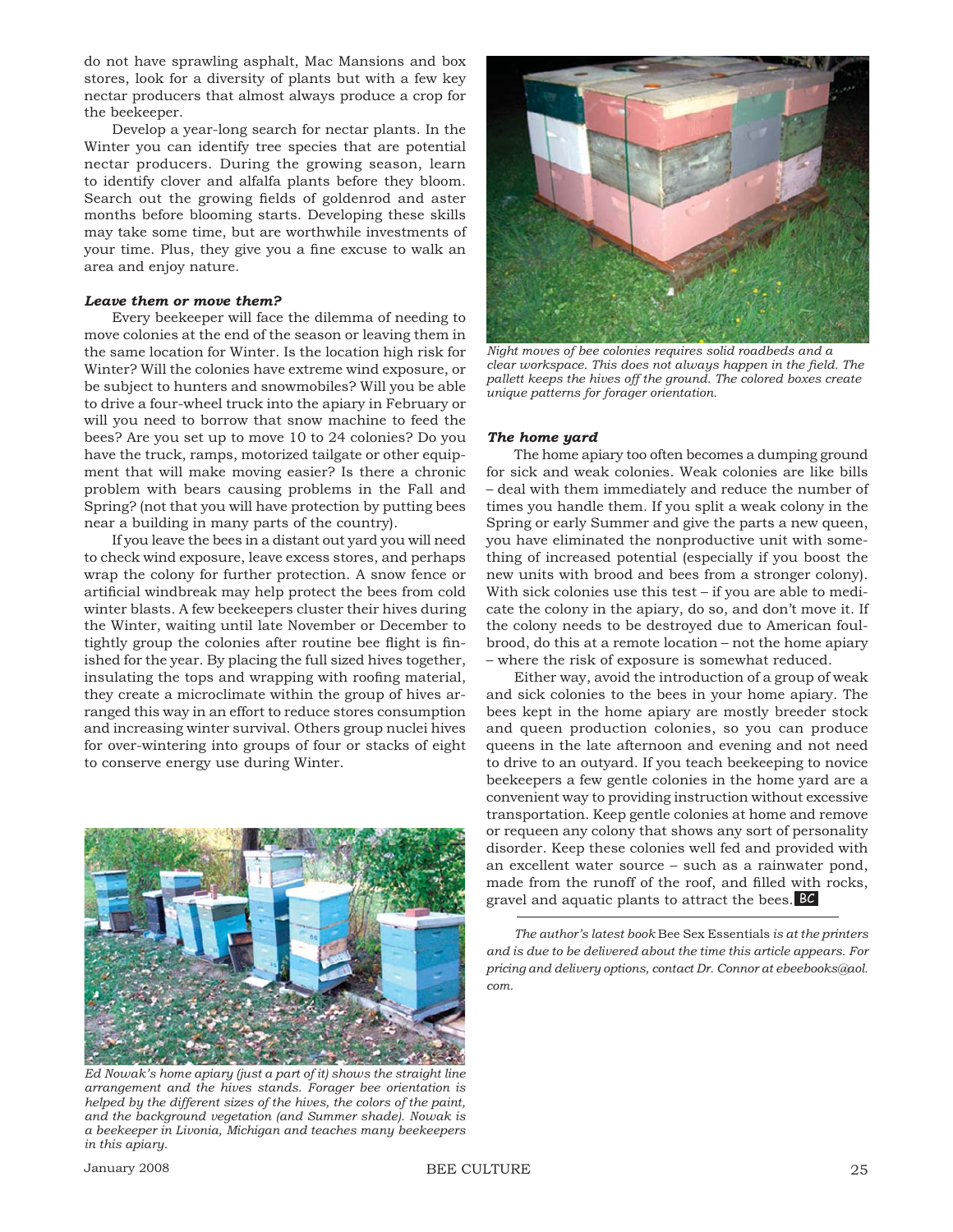do not have sprawling asphalt, Mac Mansions and box stores, look for a diversity of plants but with a few key nectar producers that almost always produce a crop for the beekeeper.

Develop a year-long search for nectar plants. In the Winter you can identify tree species that are potential nectar producers. During the growing season, learn to identify clover and alfalfa plants before they bloom. Search out the growing fields of goldenrod and aster months before blooming starts. Developing these skills may take some time, but are worthwhile investments of your time. Plus, they give you a fine excuse to walk an area and enjoy nature.

***Leave them or move them?***

Every beekeeper will face the dilemma of needing to move colonies at the end of the season or leaving them in the same location for Winter. Is the location high risk for Winter? Will the colonies have extreme wind exposure, or be subject to hunters and snowmobiles? Will you be able to drive a four-wheel truck into the apiary in February or will you need to borrow that snow machine to feed the bees? Are you set up to move 10 to 24 colonies? Do you have the truck, ramps, motorized tailgate or other equipment that will make moving easier? Is there a chronic problem with bears causing problems in the Fall and Spring? (not that you will have protection by putting bees near a building in many parts of the country).

If you leave the bees in a distant out yard you will need to check wind exposure, leave excess stores, and perhaps wrap the colony for further protection. A snow fence or artificial windbreak may help protect the bees from cold winter blasts. A few beekeepers cluster their hives during the Winter, waiting until late November or December to tightly group the colonies after routine bee flight is finished for the year. By placing the full sized hives together, insulating the tops and wrapping with roofing material, they create a microclimate within the group of hives arranged this way in an effort to reduce stores consumption and increasing winter survival. Others group nuclei hives for over-wintering into groups of four or stacks of eight to conserve energy use during Winter.

*Ed Nowak's home apiary (just a part of it) shows the straight line arrangement and the hives stands. Forager bee orientation is helped by the different sizes of the hives, the colors of the paint, and the background vegetation (and Summer shade). Nowak is a beekeeper in Livonia, Michigan and teaches many beekeepers in this apiary.*

*Night moves of bee colonies requires solid roadbeds and a clear workspace. This does not always happen in the field. The pallett keeps the hives off the ground. The colored boxes create unique patterns for forager orientation.*

***The home yard***

The home apiary too often becomes a dumping ground for sick and weak colonies. Weak colonies are like bills – deal with them immediately and reduce the number of times you handle them. If you split a weak colony in the Spring or early Summer and give the parts a new queen, you have eliminated the nonproductive unit with something of increased potential (especially if you boost the new units with brood and bees from a stronger colony). With sick colonies use this test – if you are able to medicate the colony in the apiary, do so, and don't move it. If the colony needs to be destroyed due to American foulbrood, do this at a remote location – not the home apiary – where the risk of exposure is somewhat reduced.

Either way, avoid the introduction of a group of weak and sick colonies to the bees in your home apiary. The bees kept in the home apiary are mostly breeder stock and queen production colonies, so you can produce queens in the late afternoon and evening and not need to drive to an outyard. If you teach beekeeping to novice beekeepers a few gentle colonies in the home yard are a convenient way to providing instruction without excessive transportation. Keep gentle colonies at home and remove or requeen any colony that shows any sort of personality disorder. Keep these colonies well fed and provided with an excellent water source – such as a rainwater pond, made from the runoff of the roof, and filled with rocks, gravel and aquatic plants to attract the bees. BC

---

*The author's latest book* Bee Sex Essentials *is at the printers and is due to be delivered about the time this article appears. For pricing and delivery options, contact Dr. Connor at ebeebooks@aol.com.*